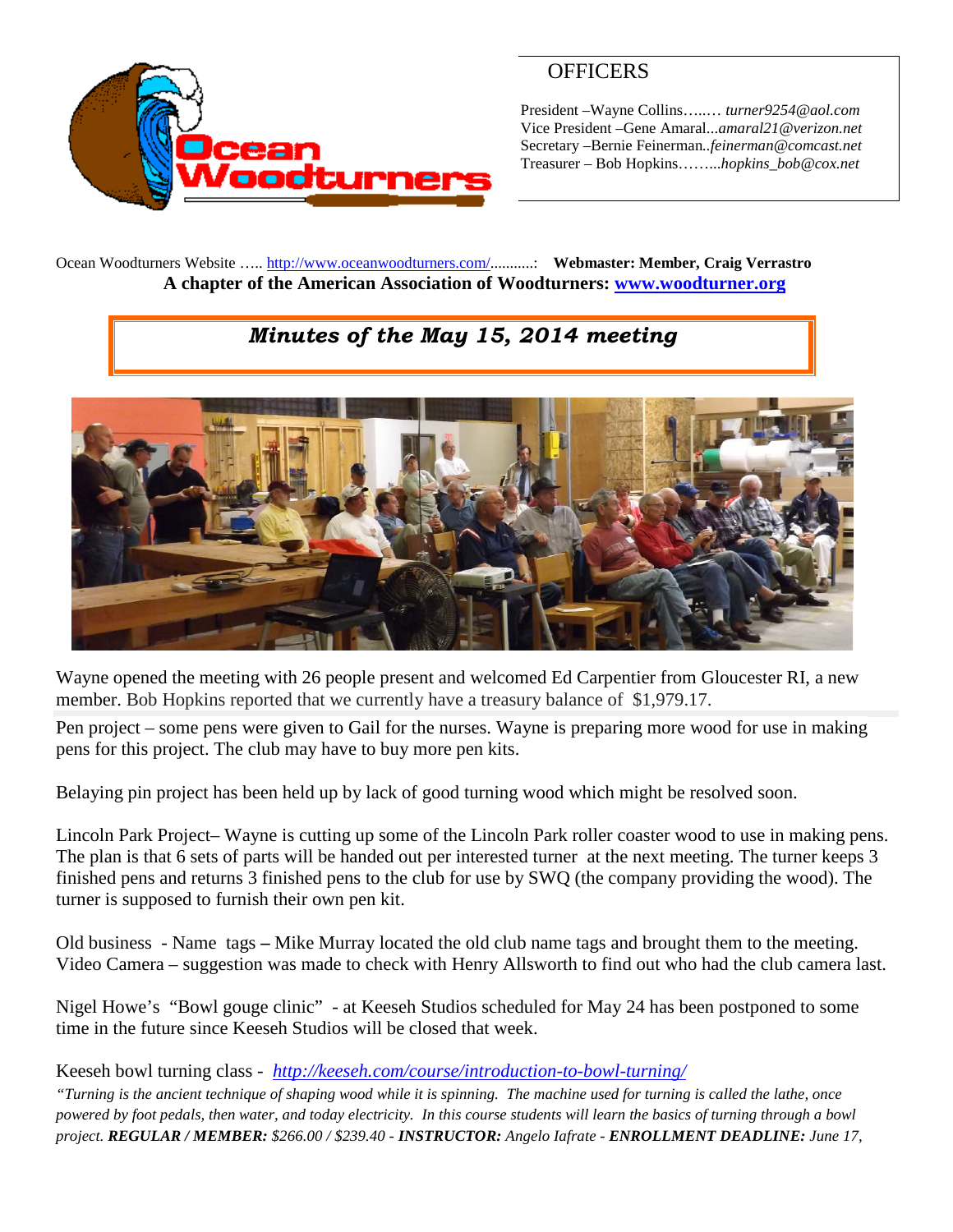## OFFICERS

President –Wayne Collins…..… *turner9254@aol.com*
Vice President –Gene Amaral...*amaral21@verizon.net*
Secretary –Bernie Feinerman..*feinerman@comcast.net*
Treasurer – Bob Hopkins……...*hopkins_bob@cox.net*

Ocean Woodturners Website ….. http://www.oceanwoodturners.com/..........: **Webmaster: Member, Craig Verrastro**

**A chapter of the American Association of Woodturners: www.woodturner.org**

# *Minutes of the May 15, 2014 meeting*

Wayne opened the meeting with 26 people present and welcomed Ed Carpentier from Gloucester RI, a new member. Bob Hopkins reported that we currently have a treasury balance of $1,979.17.

Pen project – some pens were given to Gail for the nurses. Wayne is preparing more wood for use in making pens for this project. The club may have to buy more pen kits.

Belaying pin project has been held up by lack of good turning wood which might be resolved soon.

Lincoln Park Project– Wayne is cutting up some of the Lincoln Park roller coaster wood to use in making pens. The plan is that 6 sets of parts will be handed out per interested turner at the next meeting. The turner keeps 3 finished pens and returns 3 finished pens to the club for use by SWQ (the company providing the wood). The turner is supposed to furnish their own pen kit.

Old business - Name tags **–** Mike Murray located the old club name tags and brought them to the meeting.
Video Camera – suggestion was made to check with Henry Allsworth to find out who had the club camera last.

Nigel Howe's "Bowl gouge clinic" - at Keeseh Studios scheduled for May 24 has been postponed to some time in the future since Keeseh Studios will be closed that week.

Keeseh bowl turning class - *http://keeseh.com/course/introduction-to-bowl-turning/*

*"Turning is the ancient technique of shaping wood while it is spinning. The machine used for turning is called the lathe, once powered by foot pedals, then water, and today electricity. In this course students will learn the basics of turning through a bowl project.* ***REGULAR / MEMBER:*** *$266.00 / $239.40 -* ***INSTRUCTOR:*** *Angelo Iafrate -* ***ENROLLMENT DEADLINE:*** *June 17,*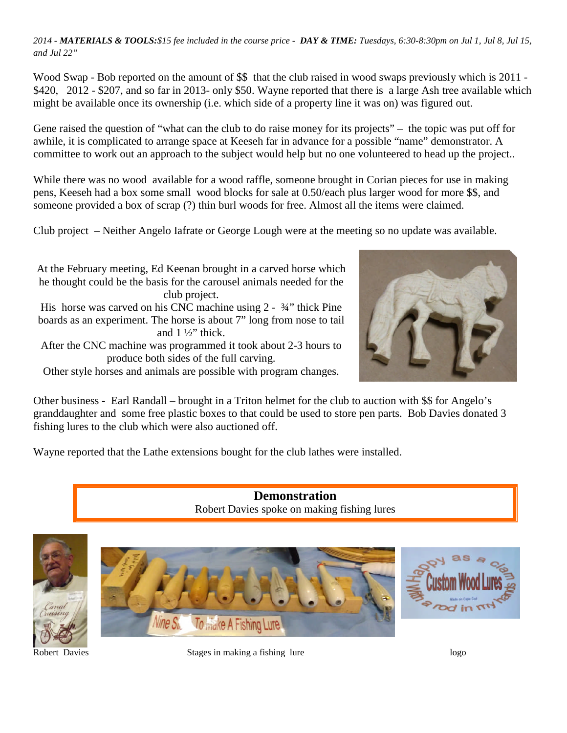*2014 - **MATERIALS & TOOLS:**$15 fee included in the course price - **DAY & TIME:** Tuesdays, 6:30-8:30pm on Jul 1, Jul 8, Jul 15, and Jul 22"*

Wood Swap - Bob reported on the amount of $$ that the club raised in wood swaps previously which is 2011 - $420, 2012 - $207, and so far in 2013- only $50. Wayne reported that there is a large Ash tree available which might be available once its ownership (i.e. which side of a property line it was on) was figured out.

Gene raised the question of "what can the club to do raise money for its projects" – the topic was put off for awhile, it is complicated to arrange space at Keeseh far in advance for a possible "name" demonstrator. A committee to work out an approach to the subject would help but no one volunteered to head up the project..

While there was no wood available for a wood raffle, someone brought in Corian pieces for use in making pens, Keeseh had a box some small wood blocks for sale at 0.50/each plus larger wood for more $$, and someone provided a box of scrap (?) thin burl woods for free. Almost all the items were claimed.

Club project – Neither Angelo Iafrate or George Lough were at the meeting so no update was available.

At the February meeting, Ed Keenan brought in a carved horse which he thought could be the basis for the carousel animals needed for the club project.
His horse was carved on his CNC machine using 2 - ¾" thick Pine boards as an experiment. The horse is about 7" long from nose to tail and 1 ½" thick.
After the CNC machine was programmed it took about 2-3 hours to produce both sides of the full carving.
Other style horses and animals are possible with program changes.

Other business - Earl Randall – brought in a Triton helmet for the club to auction with $$ for Angelo's granddaughter and some free plastic boxes to that could be used to store pen parts. Bob Davies donated 3 fishing lures to the club which were also auctioned off.

Wayne reported that the Lathe extensions bought for the club lathes were installed.

## Demonstration

Robert Davies spoke on making fishing lures

Robert Davies

Stages in making a fishing lure

logo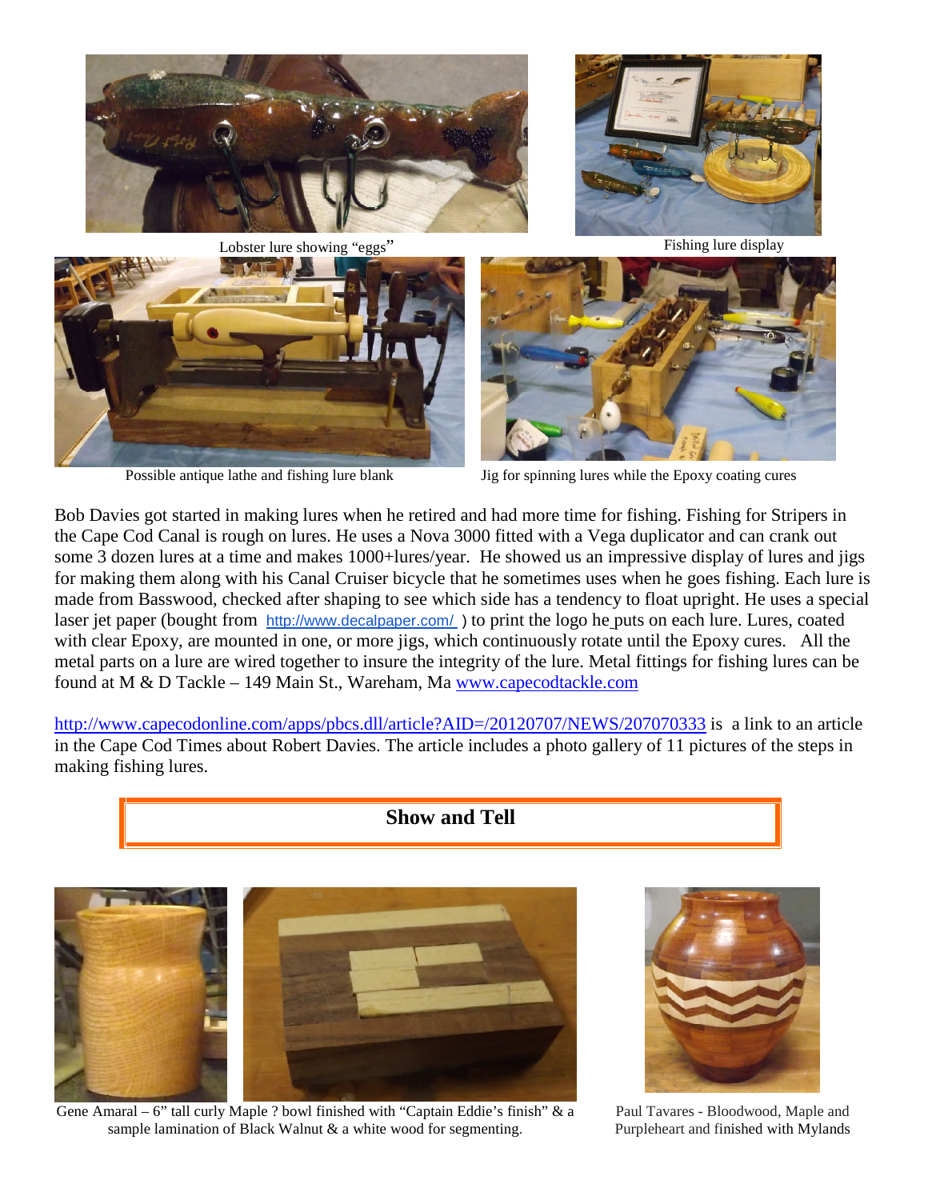Lobster lure showing "eggs"

Fishing lure display

Possible antique lathe and fishing lure blank

Jig for spinning lures while the Epoxy coating cures

Bob Davies got started in making lures when he retired and had more time for fishing. Fishing for Stripers in the Cape Cod Canal is rough on lures. He uses a Nova 3000 fitted with a Vega duplicator and can crank out some 3 dozen lures at a time and makes 1000+lures/year. He showed us an impressive display of lures and jigs for making them along with his Canal Cruiser bicycle that he sometimes uses when he goes fishing. Each lure is made from Basswood, checked after shaping to see which side has a tendency to float upright. He uses a special laser jet paper (bought from http://www.decalpaper.com/ ) to print the logo he puts on each lure. Lures, coated with clear Epoxy, are mounted in one, or more jigs, which continuously rotate until the Epoxy cures. All the metal parts on a lure are wired together to insure the integrity of the lure. Metal fittings for fishing lures can be found at M & D Tackle – 149 Main St., Wareham, Ma www.capecodtackle.com

http://www.capecodonline.com/apps/pbcs.dll/article?AID=/20120707/NEWS/207070333 is a link to an article in the Cape Cod Times about Robert Davies. The article includes a photo gallery of 11 pictures of the steps in making fishing lures.

## Show and Tell

Gene Amaral – 6" tall curly Maple ? bowl finished with "Captain Eddie's finish" & a sample lamination of Black Walnut & a white wood for segmenting.

Paul Tavares - Bloodwood, Maple and Purpleheart and finished with Mylands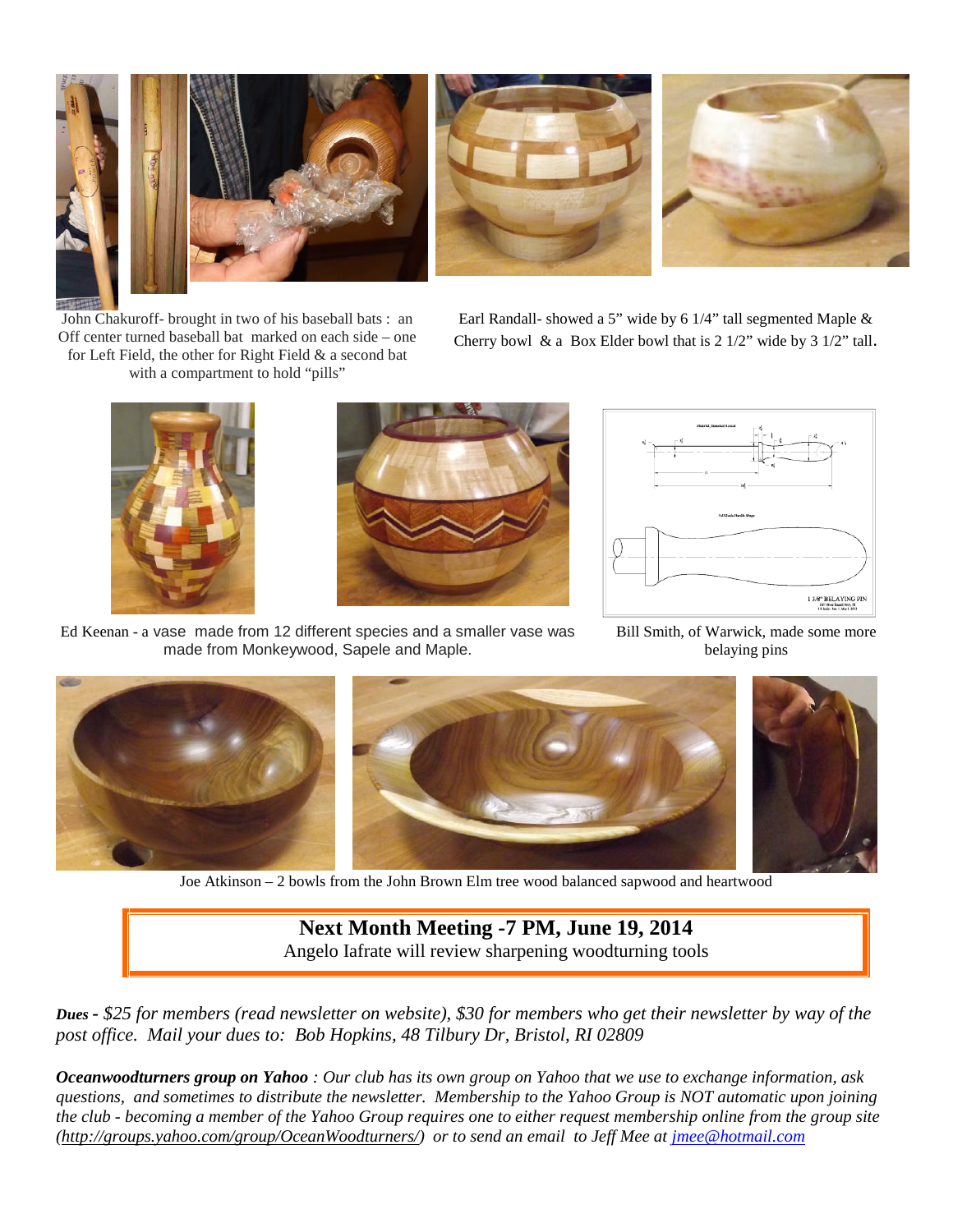John Chakuroff- brought in two of his baseball bats : an Off center turned baseball bat marked on each side – one for Left Field, the other for Right Field & a second bat with a compartment to hold "pills"

Earl Randall- showed a 5" wide by 6 1/4" tall segmented Maple & Cherry bowl & a Box Elder bowl that is 2 1/2" wide by 3 1/2" tall.

Ed Keenan - a vase made from 12 different species and a smaller vase was made from Monkeywood, Sapele and Maple.

Bill Smith, of Warwick, made some more belaying pins

Joe Atkinson – 2 bowls from the John Brown Elm tree wood balanced sapwood and heartwood

**Next Month Meeting -7 PM, June 19, 2014**

Angelo Iafrate will review sharpening woodturning tools

***Dues -*** *$25 for members (read newsletter on website), $30 for members who get their newsletter by way of the post office. Mail your dues to: Bob Hopkins, 48 Tilbury Dr, Bristol, RI 02809*

***Oceanwoodturners group on Yahoo*** *: Our club has its own group on Yahoo that we use to exchange information, ask questions, and sometimes to distribute the newsletter. Membership to the Yahoo Group is NOT automatic upon joining the club - becoming a member of the Yahoo Group requires one to either request membership online from the group site (http://groups.yahoo.com/group/OceanWoodturners/) or to send an email to Jeff Mee at jmee@hotmail.com*